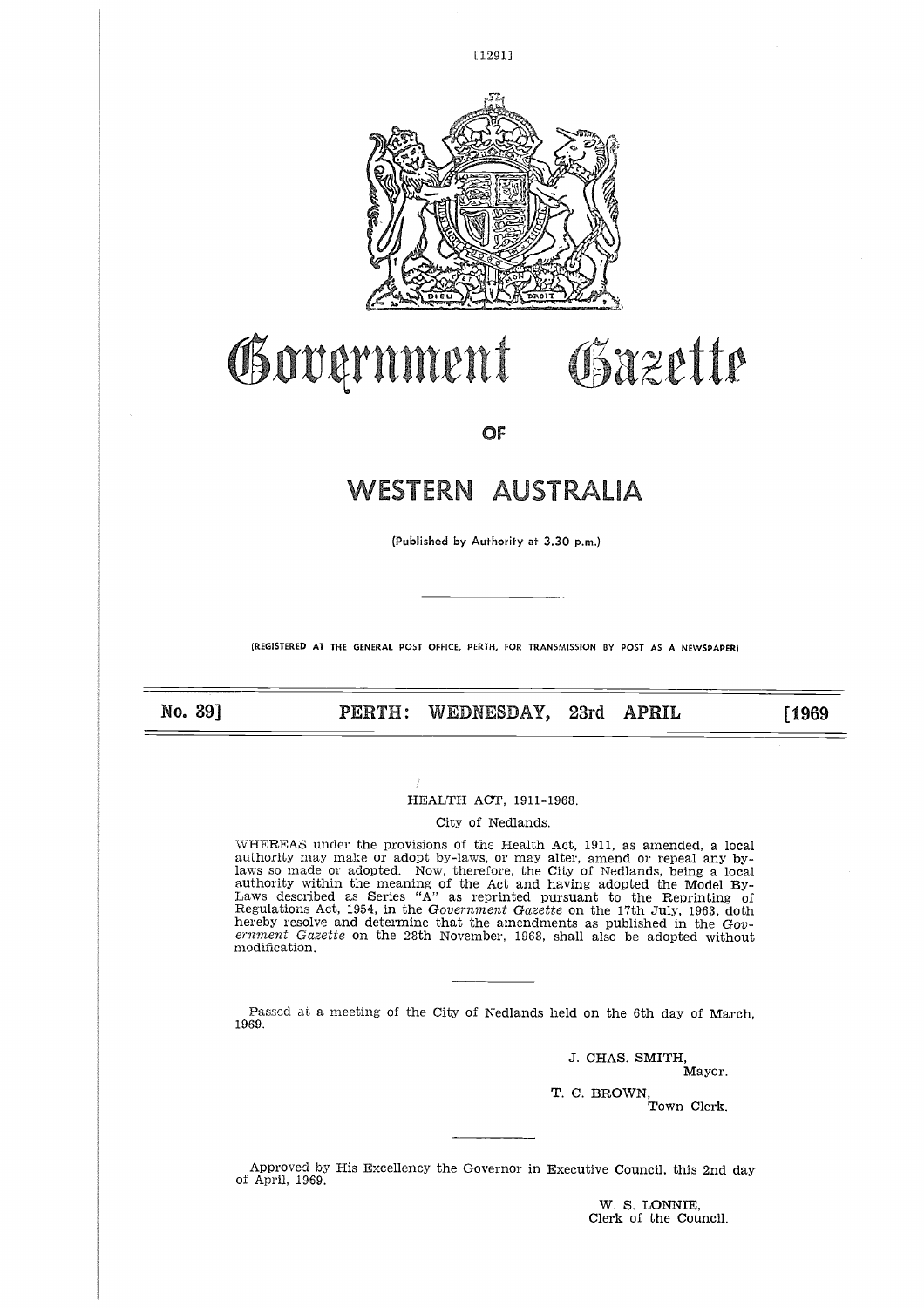# Government Gazette

## OF

# WESTERN AUSTRALIA

(Published by Authority at 3.30 p.m.)

(REGISTERED AT THE GENERAL POST OFFICE, PERTH, FOR TRANSMISSION BY POST AS A NEWSPAPER)

**No. 39] PERTH: WEDNESDAY, 23rd APRIL [1969**

HEALTH ACT, 1911-1968.

City of Nedlands.

WHEREAS under the provisions of the Health Act, 1911, as amended, a local authority may make or adopt by-laws, or may alter, amend or repeal any by-laws so made or adopted. Now, therefore, the City of Nedlands, being a local authority within the meaning of the Act and having adopted the Model By-Laws described as Series "A" as reprinted pursuant to the Reprinting of Regulations Act, 1954, in the *Government Gazette* on the 17th July, 1963, doth hereby resolve and determine that the amendments as published in the *Government Gazette* on the 28th November, 1968, shall also be adopted without modification.

Passed at a meeting of the City of Nedlands held on the 6th day of March, 1969.

J. CHAS. SMITH,
Mayor.

T. C. BROWN,
Town Clerk.

Approved by His Excellency the Governor in Executive Council, this 2nd day of April, 1969.

W. S. LONNIE,
Clerk of the Council.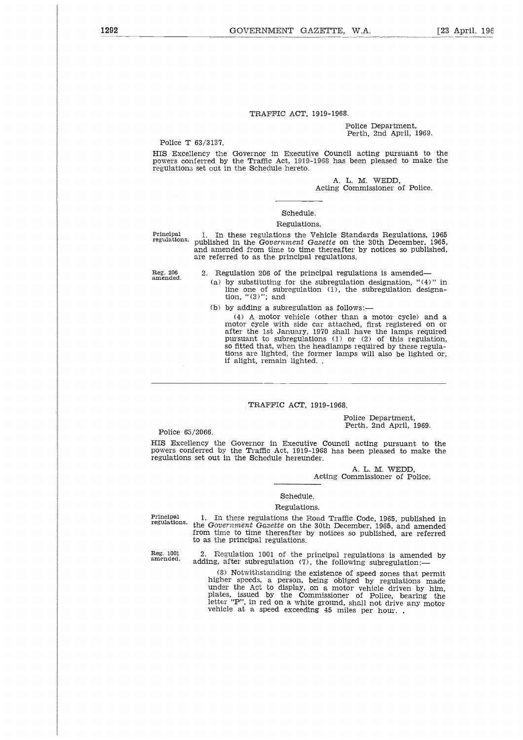## TRAFFIC ACT, 1919-1968.

Police Department,
Perth, 2nd April, 1969.

Police T 63/3137.

HIS Excellency the Governor in Executive Council acting pursuant to the powers conferred by the Traffic Act, 1919-1968 has been pleased to make the regulations set out in the Schedule hereto.

A. L. M. WEDD,
Acting Commissioner of Police.

### Schedule.

#### Regulations.

Principal regulations.

1. In these regulations the Vehicle Standards Regulations, 1965 published in the *Government Gazette* on the 30th December, 1965, and amended from time to time thereafter by notices so published, are referred to as the principal regulations.

Reg. 206 amended.

2. Regulation 206 of the principal regulations is amended—

(a) by substituting for the subregulation designation, "(4)" in line one of subregulation (1), the subregulation designation, "(3)"; and

(b) by adding a subregulation as follows:—

(4) A motor vehicle (other than a motor cycle) and a motor cycle with side car attached, first registered on or after the 1st January, 1970 shall have the lamps required pursuant to subregulations (1) or (2) of this regulation, so fitted that, when the headlamps required by these regulations are lighted, the former lamps will also be lighted or, if alight, remain lighted. .

---

## TRAFFIC ACT, 1919-1968.

Police Department,
Perth, 2nd April, 1969.

Police 65/2066.

HIS Excellency the Governor in Executive Council acting pursuant to the powers conferred by the Traffic Act, 1919-1968 has been pleased to make the regulations set out in the Schedule hereunder.

A. L. M. WEDD,
Acting Commissioner of Police.

### Schedule.

#### Regulations.

Principal regulations.

1. In these regulations the Road Traffic Code, 1965, published in the *Government Gazette* on the 30th December, 1965, and amended from time to time thereafter by notices so published, are referred to as the principal regulations.

Reg. 1001 amended.

2. Regulation 1001 of the principal regulations is amended by adding, after subregulation (7), the following subregulation:—

(8) Notwithstanding the existence of speed zones that permit higher speeds, a person, being obliged by regulations made under the Act to display, on a motor vehicle driven by him, plates, issued by the Commissioner of Police, bearing the letter "P", in red on a white ground, shall not drive any motor vehicle at a speed exceeding 45 miles per hour. .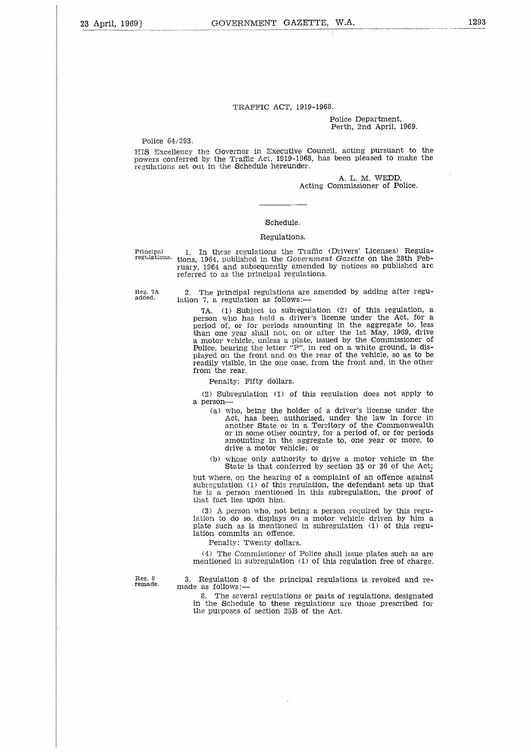TRAFFIC ACT, 1919-1968.

Police Department,
Perth, 2nd April, 1969.

Police 64/393.

HIS Excellency the Governor in Executive Council, acting pursuant to the powers conferred by the Traffic Act, 1919-1968, has been pleased to make the regulations set out in the Schedule hereunder.

A. L. M. WEDD,
Acting Commissioner of Police.

---

Schedule.

Regulations.

Principal regulations.

1. In these regulations the Traffic (Drivers' Licenses) Regulations, 1964, published in the *Government Gazette* on the 28th February, 1964 and subsequently amended by notices so published are referred to as the principal regulations.

Reg. 7A added.

2. The principal regulations are amended by adding after regulation 7, a regulation as follows:—

7A. (1) Subject to subregulation (2) of this regulation, a person who has held a driver's license under the Act, for a period of, or for periods amounting in the aggregate to, less than one year shall not, on or after the 1st May, 1969, drive a motor vehicle, unless a plate, issued by the Commissioner of Police, bearing the letter "P", in red on a white ground, is displayed on the front and on the rear of the vehicle, so as to be readily visible, in the one case, from the front and, in the other from the rear.

Penalty: Fifty dollars.

(2) Subregulation (1) of this regulation does not apply to a person—

(a) who, being the holder of a driver's license under the Act, has been authorised, under the law in force in another State or in a Territory of the Commonwealth or in some other country, for a period of, or for periods amounting in the aggregate to, one year or more, to drive a motor vehicle; or

(b) whose only authority to drive a motor vehicle in the State is that conferred by section 35 or 36 of the Act;

but where, on the hearing of a complaint of an offence against subregulation (1) of this regulation, the defendant sets up that he is a person mentioned in this subregulation, the proof of that fact lies upon him.

(3) A person who, not being a person required by this regulation to do so, displays on a motor vehicle driven by him a plate such as is mentioned in subregulation (1) of this regulation commits an offence.

Penalty: Twenty dollars.

(4) The Commissioner of Police shall issue plates such as are mentioned in subregulation (1) of this regulation free of charge.

Reg. 8 remade.

3. Regulation 8 of the principal regulations is revoked and remade as follows:—

8. The several regulations or parts of regulations, designated in the Schedule to these regulations are those prescribed for the purposes of section 25B of the Act.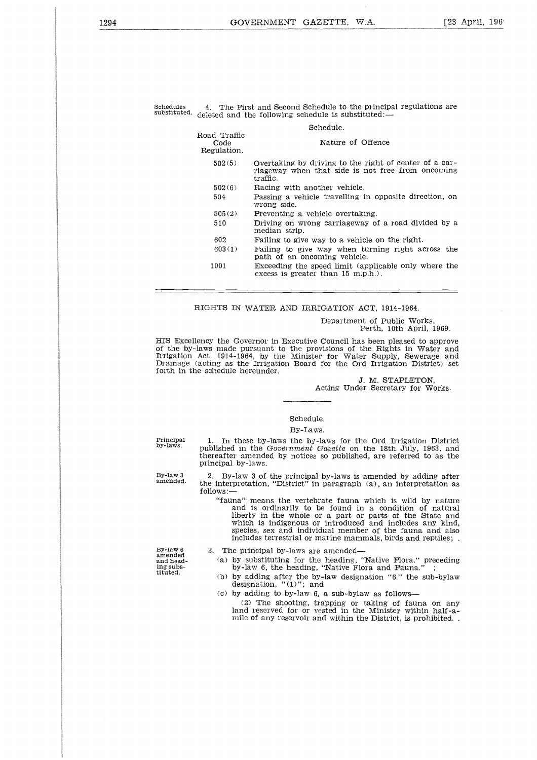Schedules substituted.

4. The First and Second Schedule to the principal regulations are deleted and the following schedule is substituted:—

Schedule.

| Road Traffic Code Regulation. | Nature of Offence |
|---|---|
| 502(5) | Overtaking by driving to the right of center of a carriageway when that side is not free from oncoming traffic. |
| 502(6) | Racing with another vehicle. |
| 504 | Passing a vehicle travelling in opposite direction, on wrong side. |
| 505(2) | Preventing a vehicle overtaking. |
| 510 | Driving on wrong carriageway of a road divided by a median strip. |
| 602 | Failing to give way to a vehicle on the right. |
| 603(1) | Failing to give way when turning right across the path of an oncoming vehicle. |
| 1001 | Exceeding the speed limit (applicable only where the excess is greater than 15 m.p.h.). |

---

## RIGHTS IN WATER AND IRRIGATION ACT, 1914-1964.

Department of Public Works,
Perth, 10th April, 1969.

HIS Excellency the Governor in Executive Council has been pleased to approve of the by-laws made pursuant to the provisions of the Rights in Water and Irrigation Act, 1914-1964, by the Minister for Water Supply, Sewerage and Drainage (acting as the Irrigation Board for the Ord Irrigation District) set forth in the schedule hereunder.

J. M. STAPLETON,
Acting Under Secretary for Works.

---

Schedule.

By-Laws.

Principal by-laws.

1. In these by-laws the by-laws for the Ord Irrigation District published in the *Government Gazette* on the 18th July, 1963, and thereafter amended by notices so published, are referred to as the principal by-laws.

By-law 3 amended.

2. By-law 3 of the principal by-laws is amended by adding after the interpretation, "District" in paragraph (a), an interpretation as follows:—

"fauna" means the vertebrate fauna which is wild by nature and is ordinarily to be found in a condition of natural liberty in the whole or a part or parts of the State and which is indigenous or introduced and includes any kind, species, sex and individual member of the fauna and also includes terrestrial or marine mammals, birds and reptiles; .

By-law 6 amended and heading substituted.

3. The principal by-laws are amended—

(a) by substituting for the heading, "Native Flora." preceding by-law 6, the heading, "Native Flora and Fauna." ;

(b) by adding after the by-law designation "6." the sub-bylaw designation, "(1)"; and

(c) by adding to by-law 6, a sub-bylaw as follows—

(2) The shooting, trapping or taking of fauna on any land reserved for or vested in the Minister within half-a-mile of any reservoir and within the District, is prohibited. .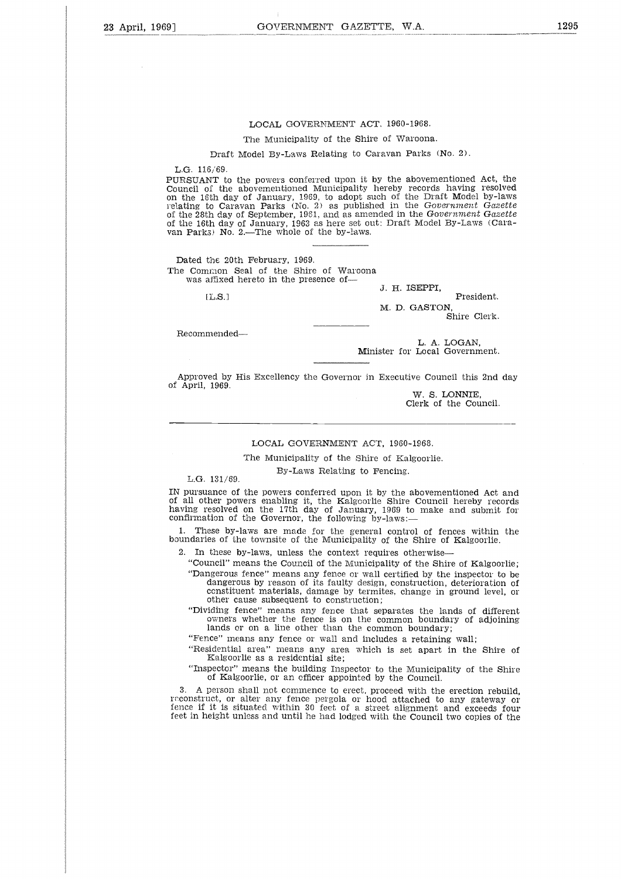## LOCAL GOVERNMENT ACT, 1960-1968.

The Municipality of the Shire of Waroona.

Draft Model By-Laws Relating to Caravan Parks (No. 2).

L.G. 116/69.

PURSUANT to the powers conferred upon it by the abovementioned Act, the Council of the abovementioned Municipality hereby records having resolved on the 16th day of January, 1969, to adopt such of the Draft Model by-laws relating to Caravan Parks (No. 2) as published in the *Government Gazette* of the 28th day of September, 1961, and as amended in the *Government Gazette* of the 16th day of January, 1963 as here set out: Draft Model By-Laws (Caravan Parks) No. 2.—The whole of the by-laws.

---

Dated the 20th February, 1969.

The Common Seal of the Shire of Waroona was affixed hereto in the presence of—

[L.S.]

J. H. ISEPPI,
President.

M. D. GASTON,
Shire Clerk.

---

Recommended—

L. A. LOGAN,
Minister for Local Government.

---

Approved by His Excellency the Governor in Executive Council this 2nd day of April, 1969.

W. S. LONNIE,
Clerk of the Council.

---

## LOCAL GOVERNMENT ACT, 1960-1968.

The Municipality of the Shire of Kalgoorlie.

By-Laws Relating to Fencing.

L.G. 131/69.

IN pursuance of the powers conferred upon it by the abovementioned Act and of all other powers enabling it, the Kalgoorlie Shire Council hereby records having resolved on the 17th day of January, 1969 to make and submit for confirmation of the Governor, the following by-laws:—

1. These by-laws are made for the general control of fences within the boundaries of the townsite of the Municipality of the Shire of Kalgoorlie.

2. In these by-laws, unless the context requires otherwise—

"Council" means the Council of the Municipality of the Shire of Kalgoorlie;

"Dangerous fence" means any fence or wall certified by the inspector to be dangerous by reason of its faulty design, construction, deterioration of constituent materials, damage by termites, change in ground level, or other cause subsequent to construction;

"Dividing fence" means any fence that separates the lands of different owners whether the fence is on the common boundary of adjoining lands or on a line other than the common boundary;

"Fence" means any fence or wall and includes a retaining wall;

"Residential area" means any area which is set apart in the Shire of Kalgoorlie as a residential site;

"Inspector" means the building Inspector to the Municipality of the Shire of Kalgoorlie, or an officer appointed by the Council.

3. A person shall not commence to erect, proceed with the erection rebuild, reconstruct, or alter any fence pergola or hood attached to any gateway or fence if it is situated within 30 feet of a street alignment and exceeds four feet in height unless and until he had lodged with the Council two copies of the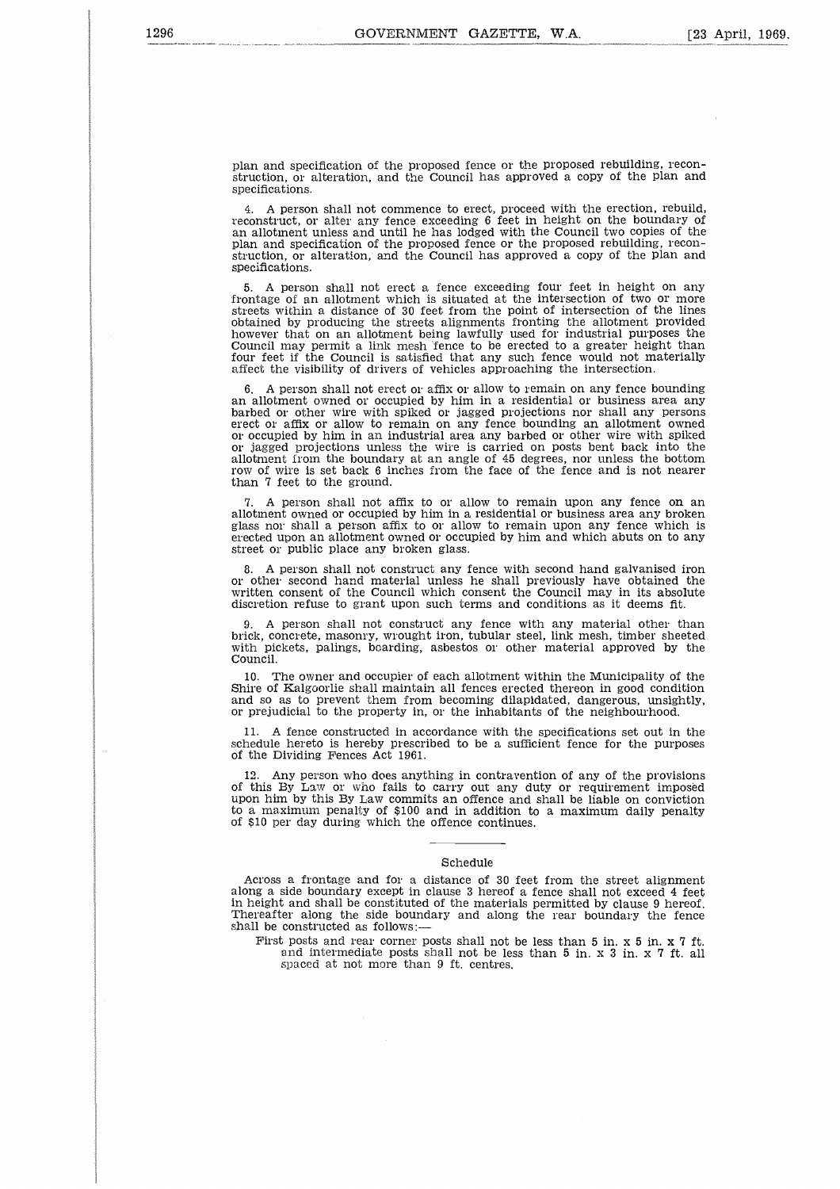plan and specification of the proposed fence or the proposed rebuilding, reconstruction, or alteration, and the Council has approved a copy of the plan and specifications.

4. A person shall not commence to erect, proceed with the erection, rebuild, reconstruct, or alter any fence exceeding 6 feet in height on the boundary of an allotment unless and until he has lodged with the Council two copies of the plan and specification of the proposed fence or the proposed rebuilding, reconstruction, or alteration, and the Council has approved a copy of the plan and specifications.

5. A person shall not erect a fence exceeding four feet in height on any frontage of an allotment which is situated at the intersection of two or more streets within a distance of 30 feet from the point of intersection of the lines obtained by producing the streets alignments fronting the allotment provided however that on an allotment being lawfully used for industrial purposes the Council may permit a link mesh fence to be erected to a greater height than four feet if the Council is satisfied that any such fence would not materially affect the visibility of drivers of vehicles approaching the intersection.

6. A person shall not erect or affix or allow to remain on any fence bounding an allotment owned or occupied by him in a residential or business area any barbed or other wire with spiked or jagged projections nor shall any persons erect or affix or allow to remain on any fence bounding an allotment owned or occupied by him in an industrial area any barbed or other wire with spiked or jagged projections unless the wire is carried on posts bent back into the allotment from the boundary at an angle of 45 degrees, nor unless the bottom row of wire is set back 6 inches from the face of the fence and is not nearer than 7 feet to the ground.

7. A person shall not affix to or allow to remain upon any fence on an allotment owned or occupied by him in a residential or business area any broken glass nor shall a person affix to or allow to remain upon any fence which is erected upon an allotment owned or occupied by him and which abuts on to any street or public place any broken glass.

8. A person shall not construct any fence with second hand galvanised iron or other second hand material unless he shall previously have obtained the written consent of the Council which consent the Council may in its absolute discretion refuse to grant upon such terms and conditions as it deems fit.

9. A person shall not construct any fence with any material other than brick, concrete, masonry, wrought iron, tubular steel, link mesh, timber sheeted with pickets, palings, boarding, asbestos or other material approved by the Council.

10. The owner and occupier of each allotment within the Municipality of the Shire of Kalgoorlie shall maintain all fences erected thereon in good condition and so as to prevent them from becoming dilapidated, dangerous, unsightly, or prejudicial to the property in, or the inhabitants of the neighbourhood.

11. A fence constructed in accordance with the specifications set out in the schedule hereto is hereby prescribed to be a sufficient fence for the purposes of the Dividing Fences Act 1961.

12. Any person who does anything in contravention of any of the provisions of this By Law or who fails to carry out any duty or requirement imposed upon him by this By Law commits an offence and shall be liable on conviction to a maximum penalty of $100 and in addition to a maximum daily penalty of $10 per day during which the offence continues.

---

## Schedule

Across a frontage and for a distance of 30 feet from the street alignment along a side boundary except in clause 3 hereof a fence shall not exceed 4 feet in height and shall be constituted of the materials permitted by clause 9 hereof. Thereafter along the side boundary and along the rear boundary the fence shall be constructed as follows:—

First posts and rear corner posts shall not be less than 5 in. x 5 in. x 7 ft. and intermediate posts shall not be less than 5 in. x 3 in. x 7 ft. all spaced at not more than 9 ft. centres.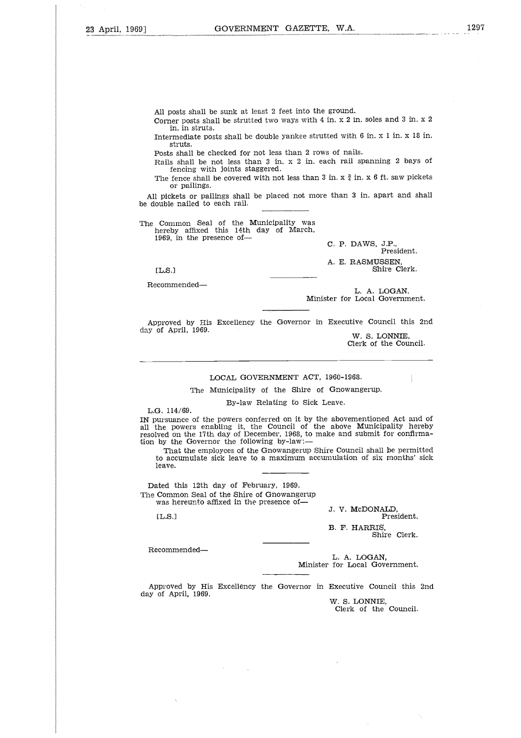All posts shall be sunk at least 2 feet into the ground.

Corner posts shall be strutted two ways with 4 in. x 2 in. soles and 3 in. x 2 in. in struts.

Intermediate posts shall be double yankee strutted with 6 in. x 1 in. x 18 in. struts.

Posts shall be checked for not less than 2 rows of nails.

Rails shall be not less than 3 in. x 2 in. each rail spanning 2 bays of fencing with joints staggered.

The fence shall be covered with not less than 3 in. x ¾ in. x 6 ft. saw pickets or pailings.

All pickets or pailings shall be placed not more than 3 in. apart and shall be double nailed to each rail.

---

The Common Seal of the Municipality was hereby affixed this 14th day of March, 1969, in the presence of—

[L.S.]

C. P. DAWS, J.P.,
President.

A. E. RASMUSSEN,
Shire Clerk.

---

Recommended—

L. A. LOGAN,
Minister for Local Government.

---

Approved by His Excellency the Governor in Executive Council this 2nd day of April, 1969.

W. S. LONNIE,
Clerk of the Council.

---

## LOCAL GOVERNMENT ACT, 1960-1968.

### The Municipality of the Shire of Gnowangerup.

### By-law Relating to Sick Leave.

L.G. 114/69.

IN pursuance of the powers conferred on it by the abovementioned Act and of all the powers enabling it, the Council of the above Municipality hereby resolved on the 17th day of December, 1968, to make and submit for confirmation by the Governor the following by-law:—

That the employees of the Gnowangerup Shire Council shall be permitted to accumulate sick leave to a maximum accumulation of six months' sick leave.

---

Dated this 12th day of February, 1969.

The Common Seal of the Shire of Gnowangerup was hereunto affixed in the presence of—

[L.S.]

J. V. McDONALD,
President.

B. F. HARRIS,
Shire Clerk.

---

Recommended—

L. A. LOGAN,
Minister for Local Government.

---

Approved by His Excellency the Governor in Executive Council this 2nd day of April, 1969.

W. S. LONNIE,
Clerk of the Council.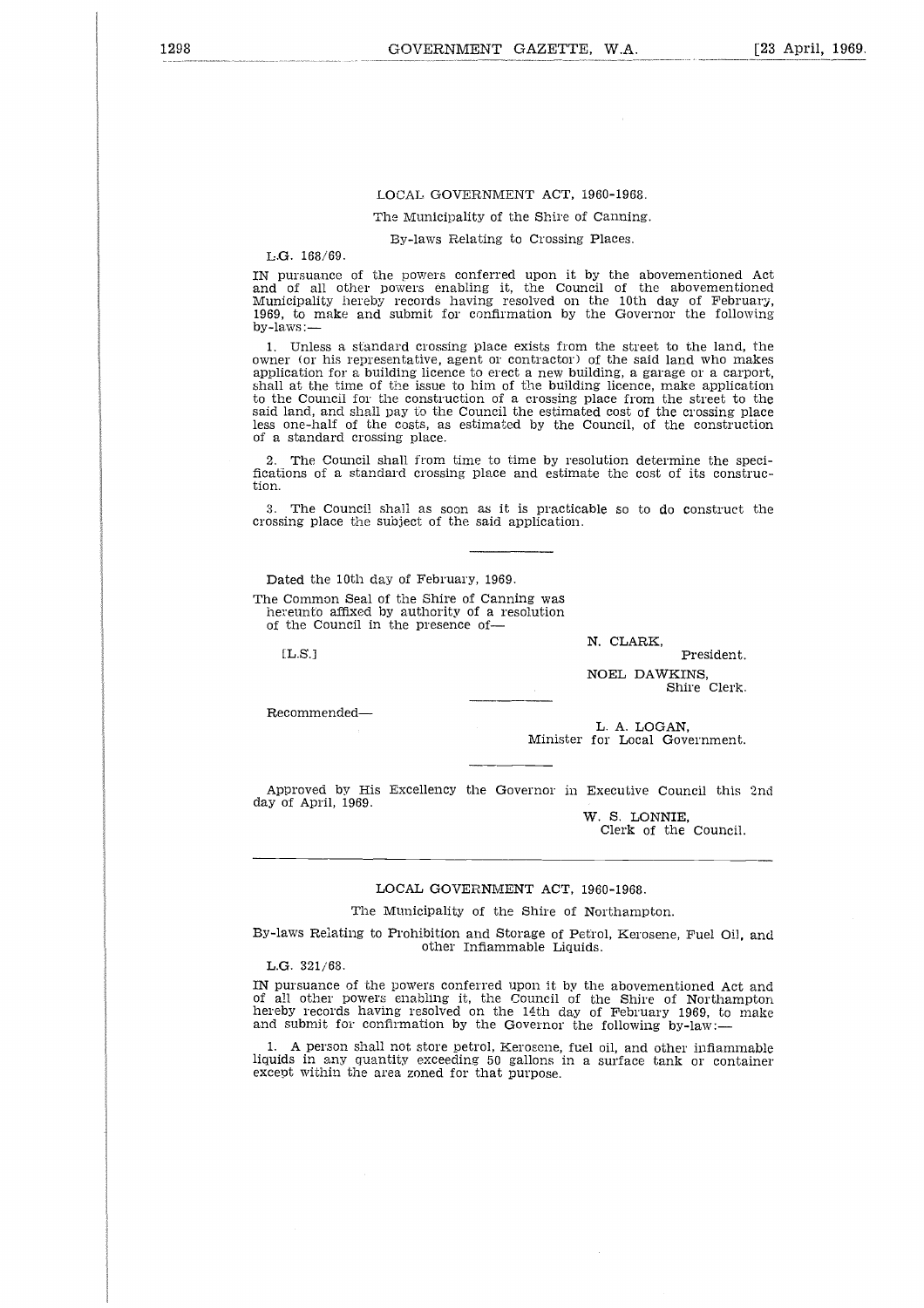LOCAL GOVERNMENT ACT, 1960-1968.

The Municipality of the Shire of Canning.

By-laws Relating to Crossing Places.

L.G. 168/69.

IN pursuance of the powers conferred upon it by the abovementioned Act and of all other powers enabling it, the Council of the abovementioned Municipality hereby records having resolved on the 10th day of February, 1969, to make and submit for confirmation by the Governor the following by-laws:—

1. Unless a standard crossing place exists from the street to the land, the owner (or his representative, agent or contractor) of the said land who makes application for a building licence to erect a new building, a garage or a carport, shall at the time of the issue to him of the building licence, make application to the Council for the construction of a crossing place from the street to the said land, and shall pay to the Council the estimated cost of the crossing place less one-half of the costs, as estimated by the Council, of the construction of a standard crossing place.

2. The Council shall from time to time by resolution determine the specifications of a standard crossing place and estimate the cost of its construction.

3. The Council shall as soon as it is practicable so to do construct the crossing place the subject of the said application.

---

Dated the 10th day of February, 1969.

The Common Seal of the Shire of Canning was hereunto affixed by authority of a resolution of the Council in the presence of—

[L.S.]

N. CLARK,
President.

NOEL DAWKINS,
Shire Clerk.

---

Recommended—

L. A. LOGAN,
Minister for Local Government.

---

Approved by His Excellency the Governor in Executive Council this 2nd day of April, 1969.

W. S. LONNIE,
Clerk of the Council.

---

LOCAL GOVERNMENT ACT, 1960-1968.

The Municipality of the Shire of Northampton.

By-laws Relating to Prohibition and Storage of Petrol, Kerosene, Fuel Oil, and other Inflammable Liquids.

L.G. 321/68.

IN pursuance of the powers conferred upon it by the abovementioned Act and of all other powers enabling it, the Council of the Shire of Northampton hereby records having resolved on the 14th day of February 1969, to make and submit for confirmation by the Governor the following by-law:—

1. A person shall not store petrol, Kerosene, fuel oil, and other inflammable liquids in any quantity exceeding 50 gallons in a surface tank or container except within the area zoned for that purpose.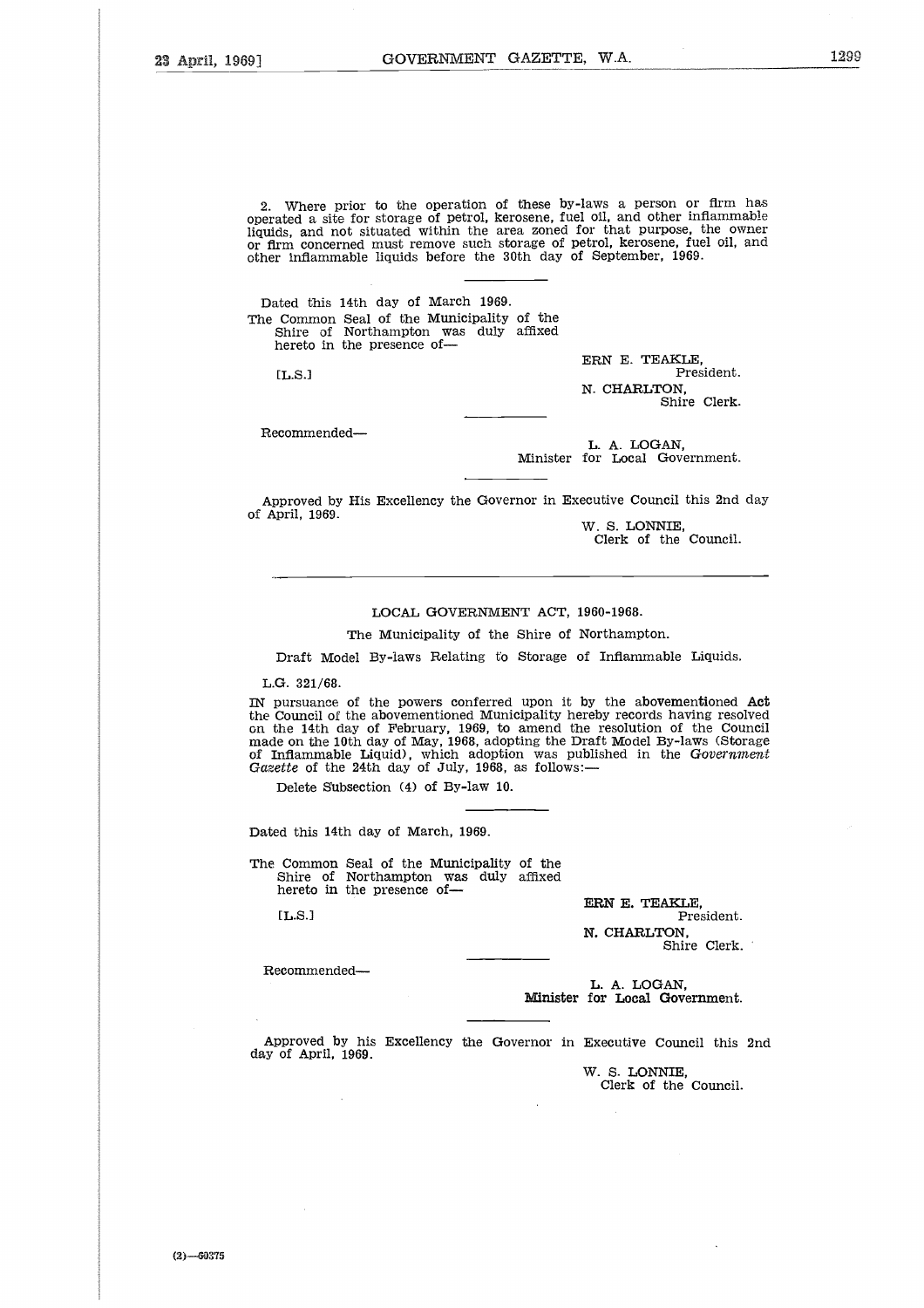2. Where prior to the operation of these by-laws a person or firm has operated a site for storage of petrol, kerosene, fuel oil, and other inflammable liquids, and not situated within the area zoned for that purpose, the owner or firm concerned must remove such storage of petrol, kerosene, fuel oil, and other inflammable liquids before the 30th day of September, 1969.

Dated this 14th day of March 1969.

The Common Seal of the Municipality of the Shire of Northampton was duly affixed hereto in the presence of—

[L.S.]

ERN E. TEAKLE,
President.

N. CHARLTON,
Shire Clerk.

Recommended—

L. A. LOGAN,
Minister for Local Government.

Approved by His Excellency the Governor in Executive Council this 2nd day of April, 1969.

W. S. LONNIE,
Clerk of the Council.

---

LOCAL GOVERNMENT ACT, 1960-1968.

The Municipality of the Shire of Northampton.

Draft Model By-laws Relating to Storage of Inflammable Liquids.

L.G. 321/68.

IN pursuance of the powers conferred upon it by the abovementioned Act the Council of the abovementioned Municipality hereby records having resolved on the 14th day of February, 1969, to amend the resolution of the Council made on the 10th day of May, 1968, adopting the Draft Model By-laws (Storage of Inflammable Liquid), which adoption was published in the *Government Gazette* of the 24th day of July, 1968, as follows:—

Delete Subsection (4) of By-law 10.

Dated this 14th day of March, 1969.

The Common Seal of the Municipality of the Shire of Northampton was duly affixed hereto in the presence of—

[L.S.]

ERN E. TEAKLE,
President.

N. CHARLTON,
Shire Clerk.

Recommended—

L. A. LOGAN,
Minister for Local Government.

Approved by his Excellency the Governor in Executive Council this 2nd day of April, 1969.

W. S. LONNIE,
Clerk of the Council.

(2)—60375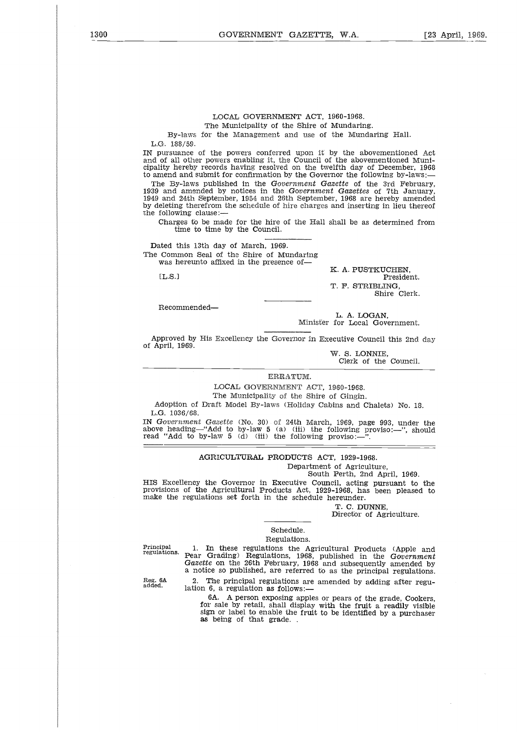LOCAL GOVERNMENT ACT, 1960-1968.

The Municipality of the Shire of Mundaring.

By-laws for the Management and use of the Mundaring Hall.

L.G. 188/59.

IN pursuance of the powers conferred upon it by the abovementioned Act and of all other powers enabling it, the Council of the abovementioned Municipality hereby records having resolved on the twelfth day of December, 1968 to amend and submit for confirmation by the Governor the following by-laws:—

The By-laws published in the *Government Gazette* of the 3rd February, 1939 and amended by notices in the *Government Gazettes* of 7th January, 1949 and 24th September, 1954 and 26th September, 1968 are hereby amended by deleting therefrom the schedule of hire charges and inserting in lieu thereof the following clause:—

Charges to be made for the hire of the Hall shall be as determined from time to time by the Council.

Dated this 13th day of March, 1969.

The Common Seal of the Shire of Mundaring was hereunto affixed in the presence of—

[L.S.]

K. A. PUSTKUCHEN,
President.

T. F. STRIBLING,
Shire Clerk.

Recommended—

L. A. LOGAN,
Minister for Local Government.

Approved by His Excellency the Governor in Executive Council this 2nd day of April, 1969.

W. S. LONNIE,
Clerk of the Council.

---

ERRATUM.

LOCAL GOVERNMENT ACT, 1960-1968.

The Municipality of the Shire of Gingin.

Adoption of Draft Model By-laws (Holiday Cabins and Chalets) No. 18.

L.G. 1036/68.

IN *Government Gazette* (No. 30) of 24th March, 1969, page 993, under the above heading—"Add to by-law 5 (a) (iii) the following proviso:—", should read "Add to by-law 5 (d) (iii) the following proviso:—".

---

AGRICULTURAL PRODUCTS ACT, 1929-1968.

Department of Agriculture,
South Perth, 2nd April, 1969.

HIS Excellency the Governor in Executive Council, acting pursuant to the provisions of the Agricultural Products Act, 1929-1968, has been pleased to make the regulations set forth in the schedule hereunder.

T. C. DUNNE,
Director of Agriculture.

Schedule.

Regulations.

Principal regulations. 1. In these regulations the Agricultural Products (Apple and Pear Grading) Regulations, 1968, published in the *Government Gazette* on the 26th February, 1968 and subsequently amended by a notice so published, are referred to as the principal regulations.

Reg. 6A added. 2. The principal regulations are amended by adding after regulation 6, a regulation as follows:—

6A. A person exposing apples or pears of the grade, Cookers, for sale by retail, shall display with the fruit a readily visible sign or label to enable the fruit to be identified by a purchaser as being of that grade.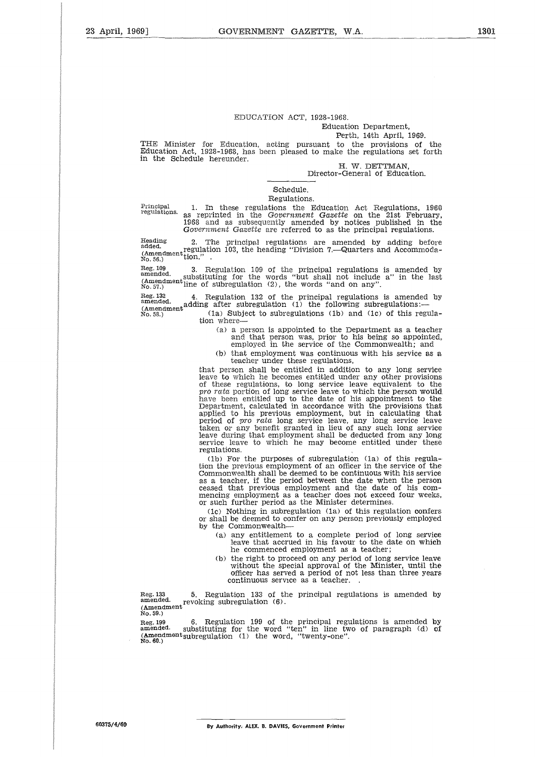EDUCATION ACT, 1928-1968.

Education Department,
Perth, 14th April, 1969.

THE Minister for Education, acting pursuant to the provisions of the Education Act, 1928-1968, has been pleased to make the regulations set forth in the Schedule hereunder.

H. W. DETTMAN,
Director-General of Education.

Schedule.

Regulations.

Principal regulations.

1. In these regulations the Education Act Regulations, 1960 as reprinted in the *Government Gazette* on the 21st February, 1968 and as subsequently amended by notices published in the *Government Gazette* are referred to as the principal regulations.

Heading added. (Amendment No. 56.)

2. The principal regulations are amended by adding before regulation 103, the heading "Division 7.—Quarters and Accommodation."

Reg. 109 amended. (Amendment No. 57.)

3. Regulation 109 of the principal regulations is amended by substituting for the words "but shall not include a" in the last line of subregulation (2), the words "and on any".

Reg. 132 amended. (Amendment No. 58.)

4. Regulation 132 of the principal regulations is amended by adding after subregulation (1) the following subregulations:—

(1a) Subject to subregulations (1b) and (1c) of this regulation where—

(a) a person is appointed to the Department as a teacher and that person was, prior to his being so appointed, employed in the service of the Commonwealth; and

(b) that employment was continuous with his service as a teacher under these regulations,

that person shall be entitled in addition to any long service leave to which he becomes entitled under any other provisions of these regulations, to long service leave equivalent to the *pro rata* portion of long service leave to which the person would have been entitled up to the date of his appointment to the Department, calculated in accordance with the provisions that applied to his previous employment, but in calculating that period of *pro rata* long service leave, any long service leave taken or any benefit granted in lieu of any such long service leave during that employment shall be deducted from any long service leave to which he may become entitled under these regulations.

(1b) For the purposes of subregulation (1a) of this regulation the previous employment of an officer in the service of the Commonwealth shall be deemed to be continuous with his service as a teacher, if the period between the date when the person ceased that previous employment and the date of his commencing employment as a teacher does not exceed four weeks, or such further period as the Minister determines.

(1c) Nothing in subregulation (1a) of this regulation confers or shall be deemed to confer on any person previously employed by the Commonwealth—

(a) any entitlement to a complete period of long service leave that accrued in his favour to the date on which he commenced employment as a teacher;

(b) the right to proceed on any period of long service leave without the special approval of the Minister, until the officer has served a period of not less than three years continuous service as a teacher.

Reg. 133 amended. (Amendment No. 59.)

5. Regulation 133 of the principal regulations is amended by revoking subregulation (6).

Reg. 199 amended. (Amendment No. 60.)

6. Regulation 199 of the principal regulations is amended by substituting for the word "ten" in line two of paragraph (d) of subregulation (1) the word, "twenty-one".

60375/4/69

By Authority: ALEX. B. DAVIES, Government Printer